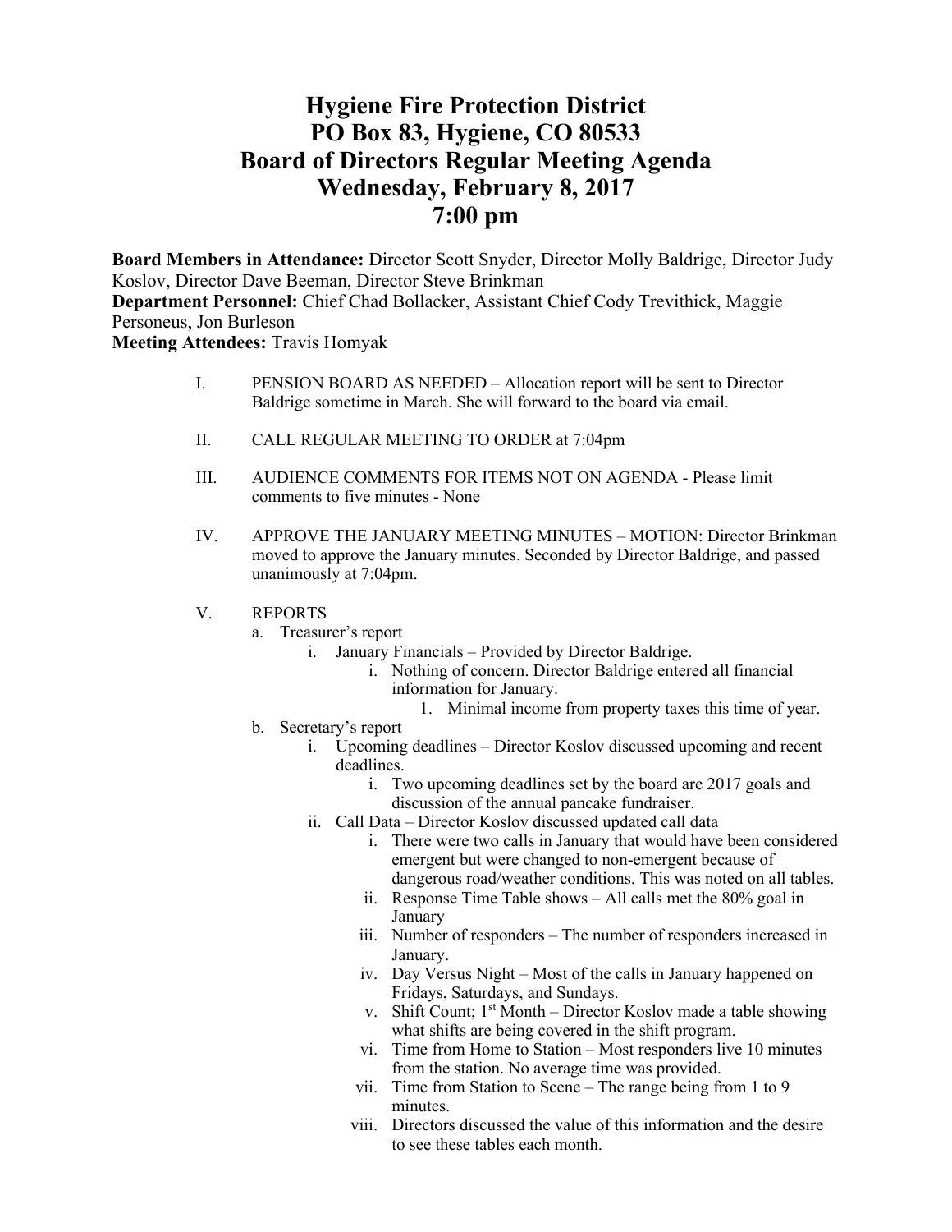# Hygiene Fire Protection District
# PO Box 83, Hygiene, CO 80533
# Board of Directors Regular Meeting Agenda
# Wednesday, February 8, 2017
# 7:00 pm

**Board Members in Attendance:** Director Scott Snyder, Director Molly Baldrige, Director Judy Koslov, Director Dave Beeman, Director Steve Brinkman
**Department Personnel:** Chief Chad Bollacker, Assistant Chief Cody Trevithick, Maggie Personeus, Jon Burleson
**Meeting Attendees:** Travis Homyak

I. PENSION BOARD AS NEEDED – Allocation report will be sent to Director Baldrige sometime in March. She will forward to the board via email.

II. CALL REGULAR MEETING TO ORDER at 7:04pm

III. AUDIENCE COMMENTS FOR ITEMS NOT ON AGENDA - Please limit comments to five minutes - None

IV. APPROVE THE JANUARY MEETING MINUTES – MOTION: Director Brinkman moved to approve the January minutes. Seconded by Director Baldrige, and passed unanimously at 7:04pm.

V. REPORTS
   a. Treasurer's report
      i. January Financials – Provided by Director Baldrige.
         i. Nothing of concern. Director Baldrige entered all financial information for January.
            1. Minimal income from property taxes this time of year.
   b. Secretary's report
      i. Upcoming deadlines – Director Koslov discussed upcoming and recent deadlines.
         i. Two upcoming deadlines set by the board are 2017 goals and discussion of the annual pancake fundraiser.
      ii. Call Data – Director Koslov discussed updated call data
         i. There were two calls in January that would have been considered emergent but were changed to non-emergent because of dangerous road/weather conditions. This was noted on all tables.
         ii. Response Time Table shows – All calls met the 80% goal in January
         iii. Number of responders – The number of responders increased in January.
         iv. Day Versus Night – Most of the calls in January happened on Fridays, Saturdays, and Sundays.
         v. Shift Count; 1st Month – Director Koslov made a table showing what shifts are being covered in the shift program.
         vi. Time from Home to Station – Most responders live 10 minutes from the station. No average time was provided.
         vii. Time from Station to Scene – The range being from 1 to 9 minutes.
         viii. Directors discussed the value of this information and the desire to see these tables each month.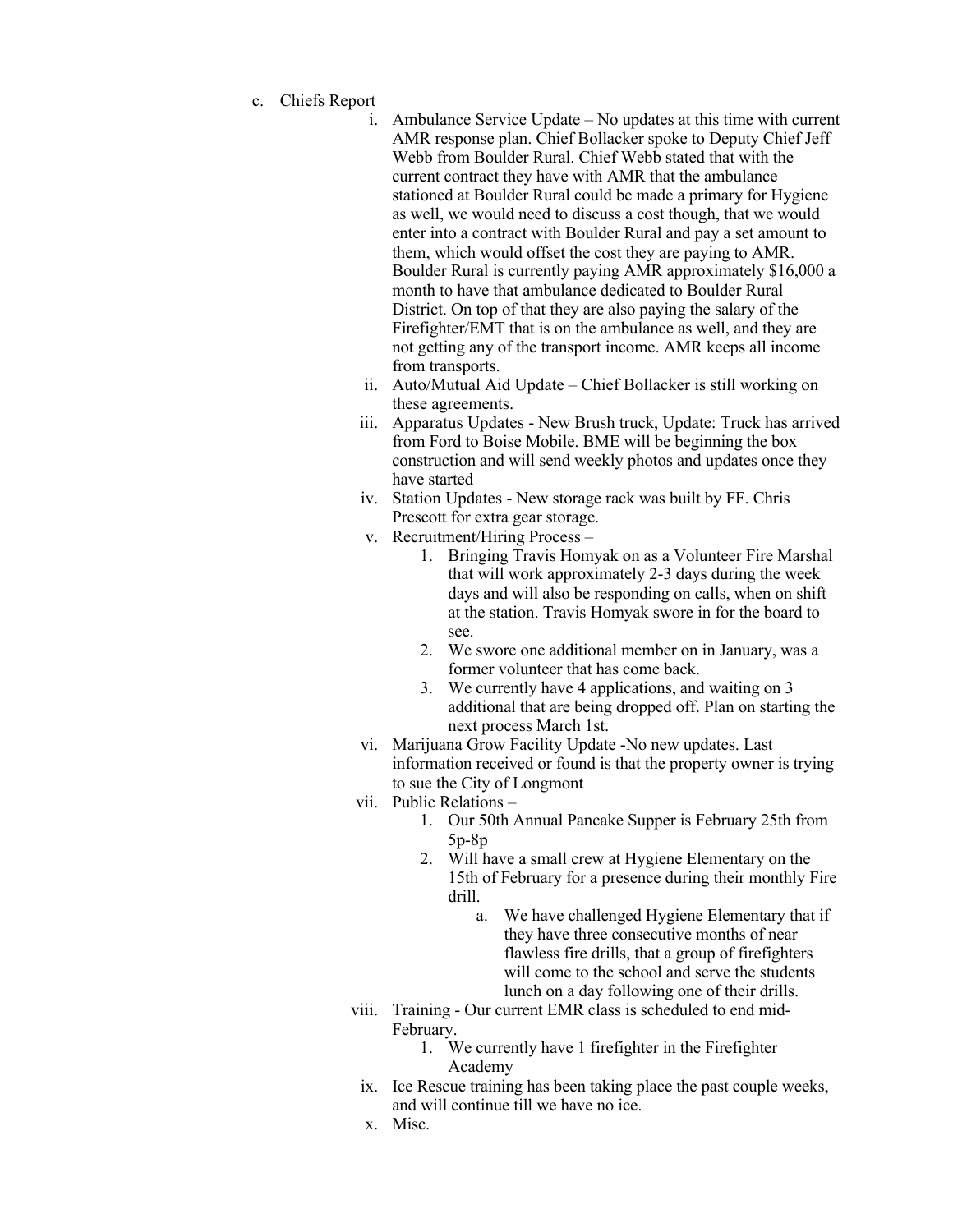c. Chiefs Report

  i. Ambulance Service Update – No updates at this time with current AMR response plan. Chief Bollacker spoke to Deputy Chief Jeff Webb from Boulder Rural. Chief Webb stated that with the current contract they have with AMR that the ambulance stationed at Boulder Rural could be made a primary for Hygiene as well, we would need to discuss a cost though, that we would enter into a contract with Boulder Rural and pay a set amount to them, which would offset the cost they are paying to AMR. Boulder Rural is currently paying AMR approximately $16,000 a month to have that ambulance dedicated to Boulder Rural District. On top of that they are also paying the salary of the Firefighter/EMT that is on the ambulance as well, and they are not getting any of the transport income. AMR keeps all income from transports.

  ii. Auto/Mutual Aid Update – Chief Bollacker is still working on these agreements.

  iii. Apparatus Updates - New Brush truck, Update: Truck has arrived from Ford to Boise Mobile. BME will be beginning the box construction and will send weekly photos and updates once they have started

  iv. Station Updates - New storage rack was built by FF. Chris Prescott for extra gear storage.

  v. Recruitment/Hiring Process –
     1. Bringing Travis Homyak on as a Volunteer Fire Marshal that will work approximately 2-3 days during the week days and will also be responding on calls, when on shift at the station. Travis Homyak swore in for the board to see.
     2. We swore one additional member on in January, was a former volunteer that has come back.
     3. We currently have 4 applications, and waiting on 3 additional that are being dropped off. Plan on starting the next process March 1st.

  vi. Marijuana Grow Facility Update -No new updates. Last information received or found is that the property owner is trying to sue the City of Longmont

  vii. Public Relations –
     1. Our 50th Annual Pancake Supper is February 25th from 5p-8p
     2. Will have a small crew at Hygiene Elementary on the 15th of February for a presence during their monthly Fire drill.
        a. We have challenged Hygiene Elementary that if they have three consecutive months of near flawless fire drills, that a group of firefighters will come to the school and serve the students lunch on a day following one of their drills.

  viii. Training - Our current EMR class is scheduled to end mid-February.
     1. We currently have 1 firefighter in the Firefighter Academy

  ix. Ice Rescue training has been taking place the past couple weeks, and will continue till we have no ice.

  x. Misc.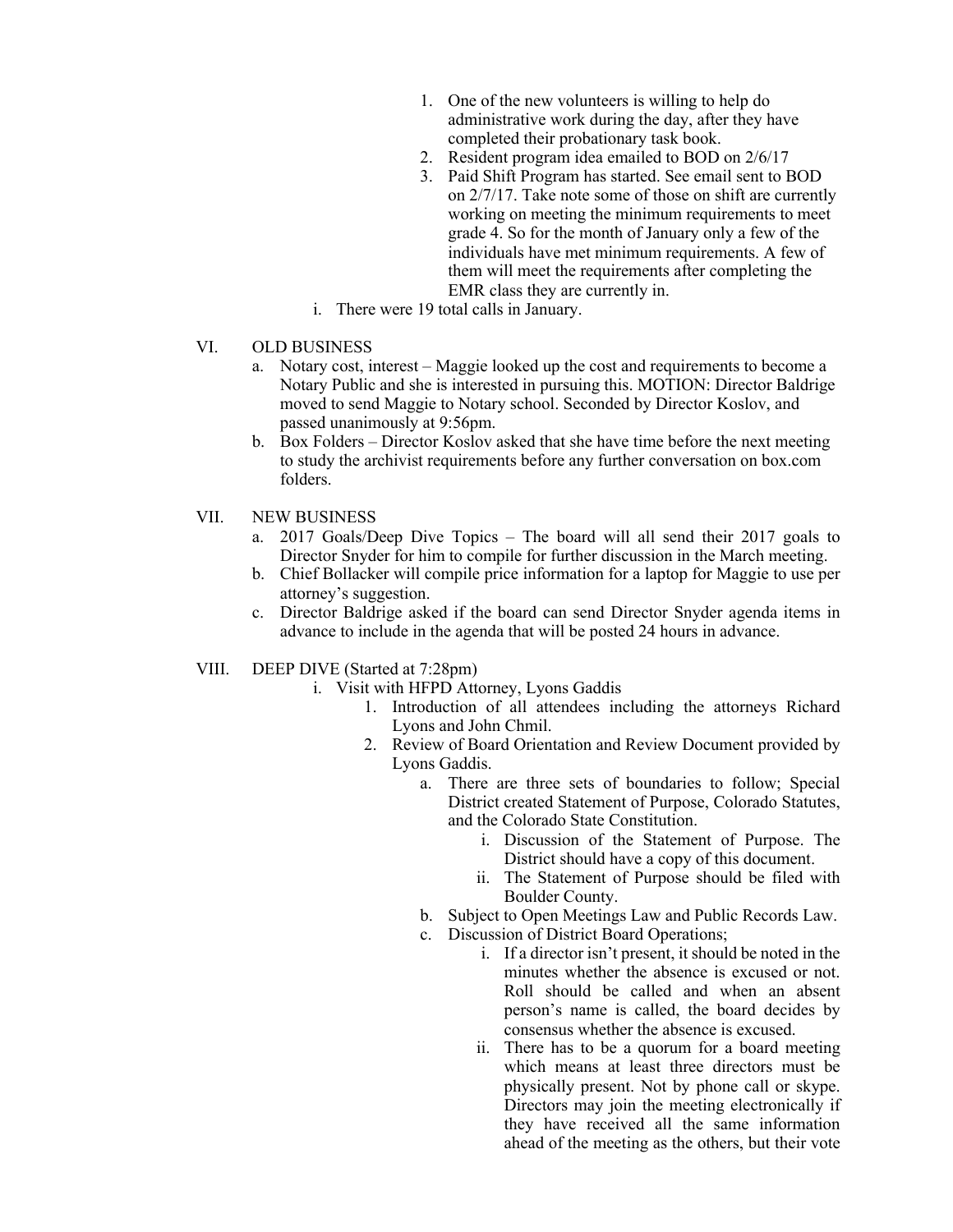1. One of the new volunteers is willing to help do administrative work during the day, after they have completed their probationary task book.
2. Resident program idea emailed to BOD on 2/6/17
3. Paid Shift Program has started. See email sent to BOD on 2/7/17. Take note some of those on shift are currently working on meeting the minimum requirements to meet grade 4. So for the month of January only a few of the individuals have met minimum requirements. A few of them will meet the requirements after completing the EMR class they are currently in.

i. There were 19 total calls in January.

VI. OLD BUSINESS

a. Notary cost, interest – Maggie looked up the cost and requirements to become a Notary Public and she is interested in pursuing this. MOTION: Director Baldrige moved to send Maggie to Notary school. Seconded by Director Koslov, and passed unanimously at 9:56pm.

b. Box Folders – Director Koslov asked that she have time before the next meeting to study the archivist requirements before any further conversation on box.com folders.

VII. NEW BUSINESS

a. 2017 Goals/Deep Dive Topics – The board will all send their 2017 goals to Director Snyder for him to compile for further discussion in the March meeting.

b. Chief Bollacker will compile price information for a laptop for Maggie to use per attorney's suggestion.

c. Director Baldrige asked if the board can send Director Snyder agenda items in advance to include in the agenda that will be posted 24 hours in advance.

VIII. DEEP DIVE (Started at 7:28pm)

i. Visit with HFPD Attorney, Lyons Gaddis

1. Introduction of all attendees including the attorneys Richard Lyons and John Chmil.
2. Review of Board Orientation and Review Document provided by Lyons Gaddis.
    a. There are three sets of boundaries to follow; Special District created Statement of Purpose, Colorado Statutes, and the Colorado State Constitution.
        i. Discussion of the Statement of Purpose. The District should have a copy of this document.
        ii. The Statement of Purpose should be filed with Boulder County.
    b. Subject to Open Meetings Law and Public Records Law.
    c. Discussion of District Board Operations;
        i. If a director isn't present, it should be noted in the minutes whether the absence is excused or not. Roll should be called and when an absent person's name is called, the board decides by consensus whether the absence is excused.
        ii. There has to be a quorum for a board meeting which means at least three directors must be physically present. Not by phone call or skype. Directors may join the meeting electronically if they have received all the same information ahead of the meeting as the others, but their vote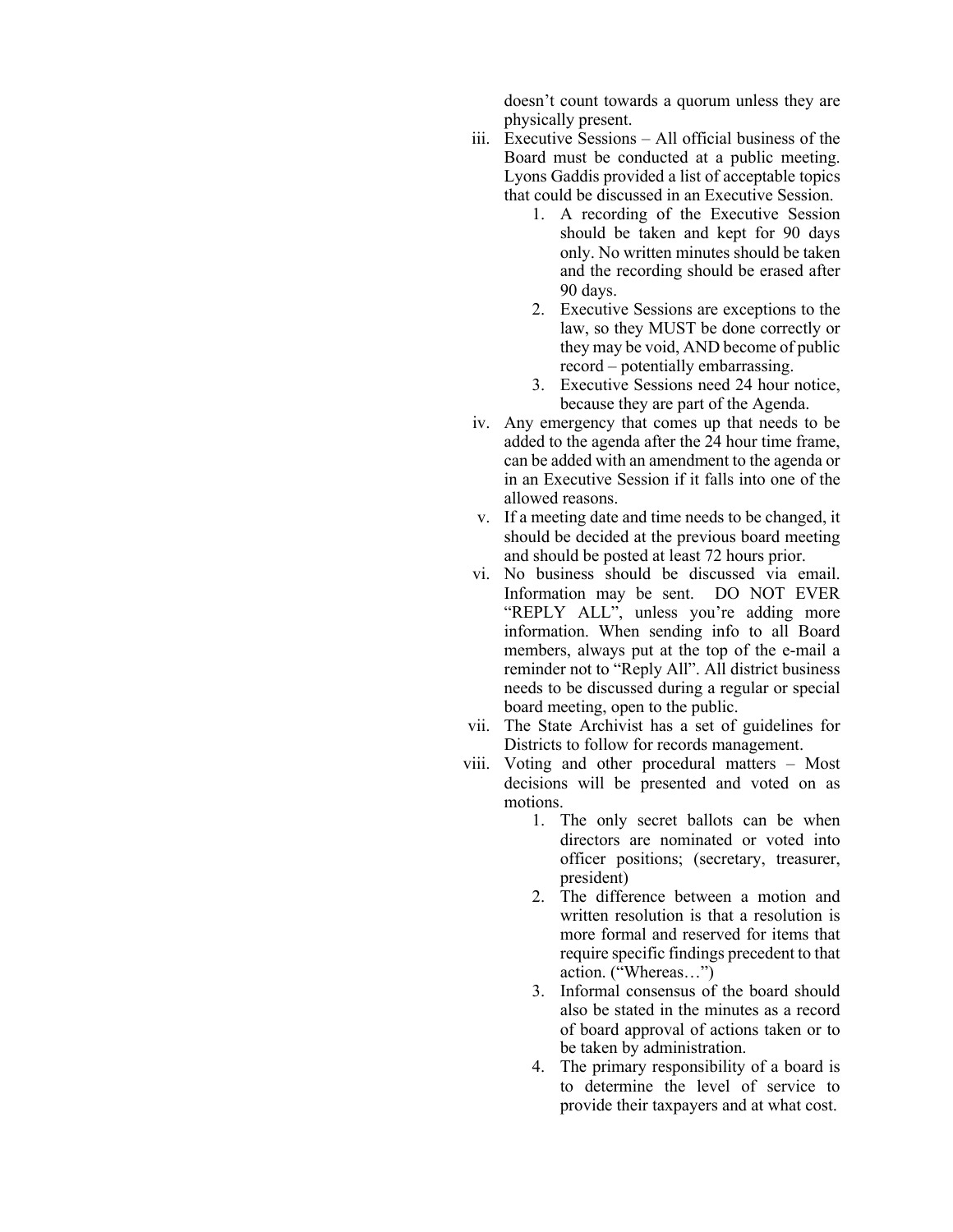doesn't count towards a quorum unless they are physically present.

iii. Executive Sessions – All official business of the Board must be conducted at a public meeting. Lyons Gaddis provided a list of acceptable topics that could be discussed in an Executive Session.
    1. A recording of the Executive Session should be taken and kept for 90 days only. No written minutes should be taken and the recording should be erased after 90 days.
    2. Executive Sessions are exceptions to the law, so they MUST be done correctly or they may be void, AND become of public record – potentially embarrassing.
    3. Executive Sessions need 24 hour notice, because they are part of the Agenda.

iv. Any emergency that comes up that needs to be added to the agenda after the 24 hour time frame, can be added with an amendment to the agenda or in an Executive Session if it falls into one of the allowed reasons.

v. If a meeting date and time needs to be changed, it should be decided at the previous board meeting and should be posted at least 72 hours prior.

vi. No business should be discussed via email. Information may be sent. DO NOT EVER "REPLY ALL", unless you're adding more information. When sending info to all Board members, always put at the top of the e-mail a reminder not to "Reply All". All district business needs to be discussed during a regular or special board meeting, open to the public.

vii. The State Archivist has a set of guidelines for Districts to follow for records management.

viii. Voting and other procedural matters – Most decisions will be presented and voted on as motions.
    1. The only secret ballots can be when directors are nominated or voted into officer positions; (secretary, treasurer, president)
    2. The difference between a motion and written resolution is that a resolution is more formal and reserved for items that require specific findings precedent to that action. ("Whereas…")
    3. Informal consensus of the board should also be stated in the minutes as a record of board approval of actions taken or to be taken by administration.
    4. The primary responsibility of a board is to determine the level of service to provide their taxpayers and at what cost.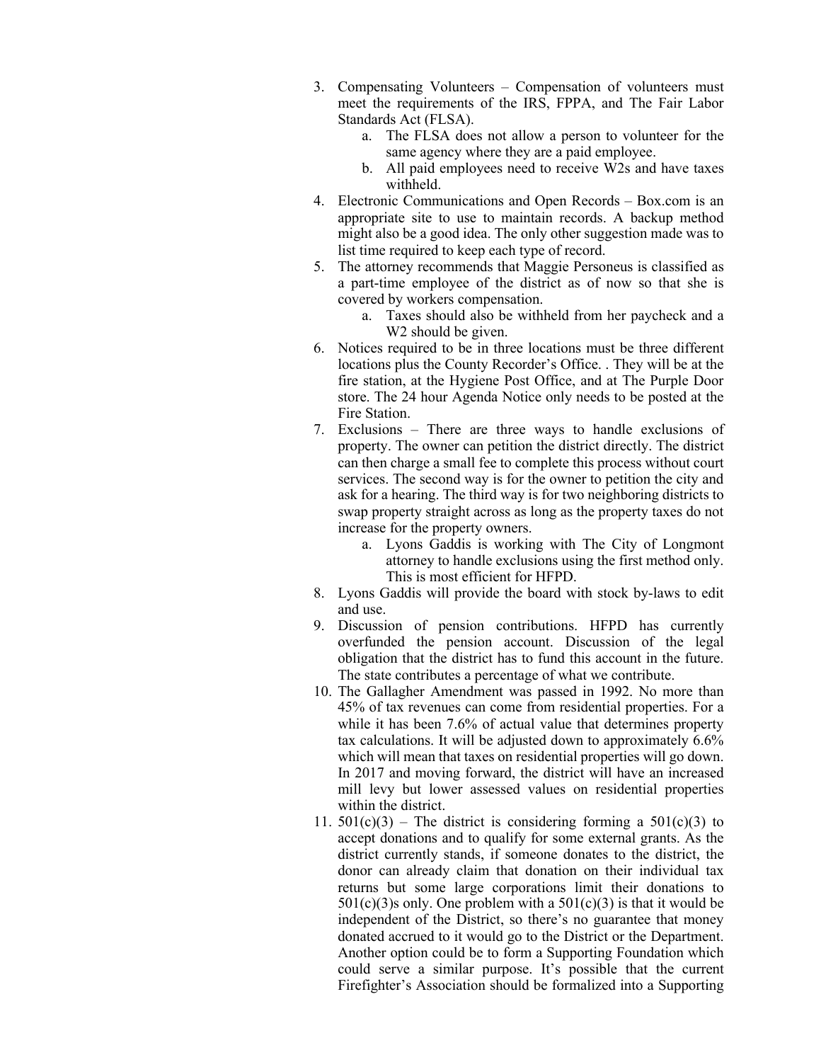3. Compensating Volunteers – Compensation of volunteers must meet the requirements of the IRS, FPPA, and The Fair Labor Standards Act (FLSA).
    a. The FLSA does not allow a person to volunteer for the same agency where they are a paid employee.
    b. All paid employees need to receive W2s and have taxes withheld.
4. Electronic Communications and Open Records – Box.com is an appropriate site to use to maintain records. A backup method might also be a good idea. The only other suggestion made was to list time required to keep each type of record.
5. The attorney recommends that Maggie Personeus is classified as a part-time employee of the district as of now so that she is covered by workers compensation.
    a. Taxes should also be withheld from her paycheck and a W2 should be given.
6. Notices required to be in three locations must be three different locations plus the County Recorder's Office. . They will be at the fire station, at the Hygiene Post Office, and at The Purple Door store. The 24 hour Agenda Notice only needs to be posted at the Fire Station.
7. Exclusions – There are three ways to handle exclusions of property. The owner can petition the district directly. The district can then charge a small fee to complete this process without court services. The second way is for the owner to petition the city and ask for a hearing. The third way is for two neighboring districts to swap property straight across as long as the property taxes do not increase for the property owners.
    a. Lyons Gaddis is working with The City of Longmont attorney to handle exclusions using the first method only. This is most efficient for HFPD.
8. Lyons Gaddis will provide the board with stock by-laws to edit and use.
9. Discussion of pension contributions. HFPD has currently overfunded the pension account. Discussion of the legal obligation that the district has to fund this account in the future. The state contributes a percentage of what we contribute.
10. The Gallagher Amendment was passed in 1992. No more than 45% of tax revenues can come from residential properties. For a while it has been 7.6% of actual value that determines property tax calculations. It will be adjusted down to approximately 6.6% which will mean that taxes on residential properties will go down. In 2017 and moving forward, the district will have an increased mill levy but lower assessed values on residential properties within the district.
11. 501(c)(3) – The district is considering forming a 501(c)(3) to accept donations and to qualify for some external grants. As the district currently stands, if someone donates to the district, the donor can already claim that donation on their individual tax returns but some large corporations limit their donations to 501(c)(3)s only. One problem with a 501(c)(3) is that it would be independent of the District, so there's no guarantee that money donated accrued to it would go to the District or the Department. Another option could be to form a Supporting Foundation which could serve a similar purpose. It's possible that the current Firefighter's Association should be formalized into a Supporting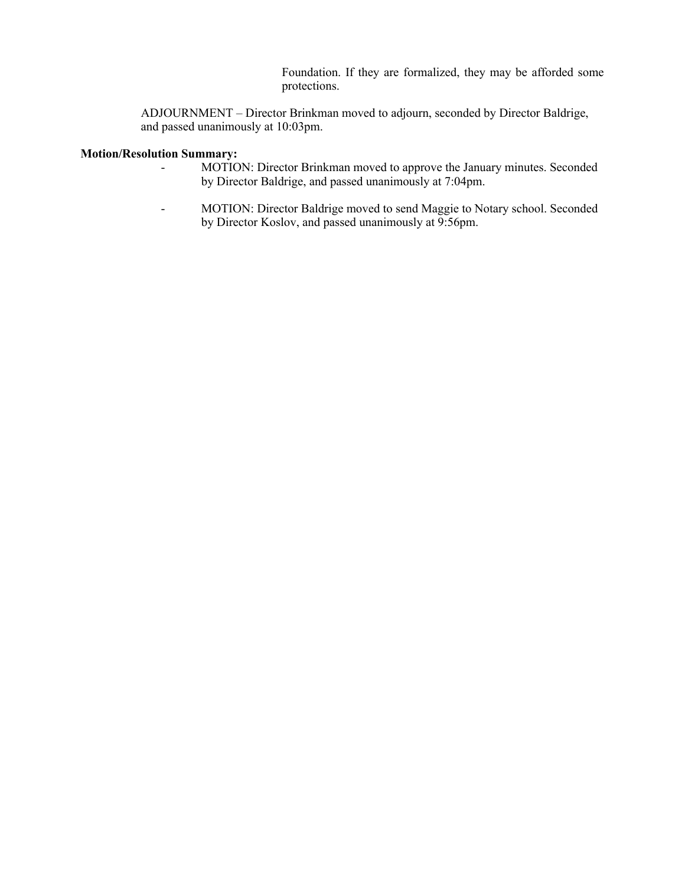Foundation. If they are formalized, they may be afforded some protections.

ADJOURNMENT – Director Brinkman moved to adjourn, seconded by Director Baldrige, and passed unanimously at 10:03pm.

**Motion/Resolution Summary:**

- MOTION: Director Brinkman moved to approve the January minutes. Seconded by Director Baldrige, and passed unanimously at 7:04pm.
- MOTION: Director Baldrige moved to send Maggie to Notary school. Seconded by Director Koslov, and passed unanimously at 9:56pm.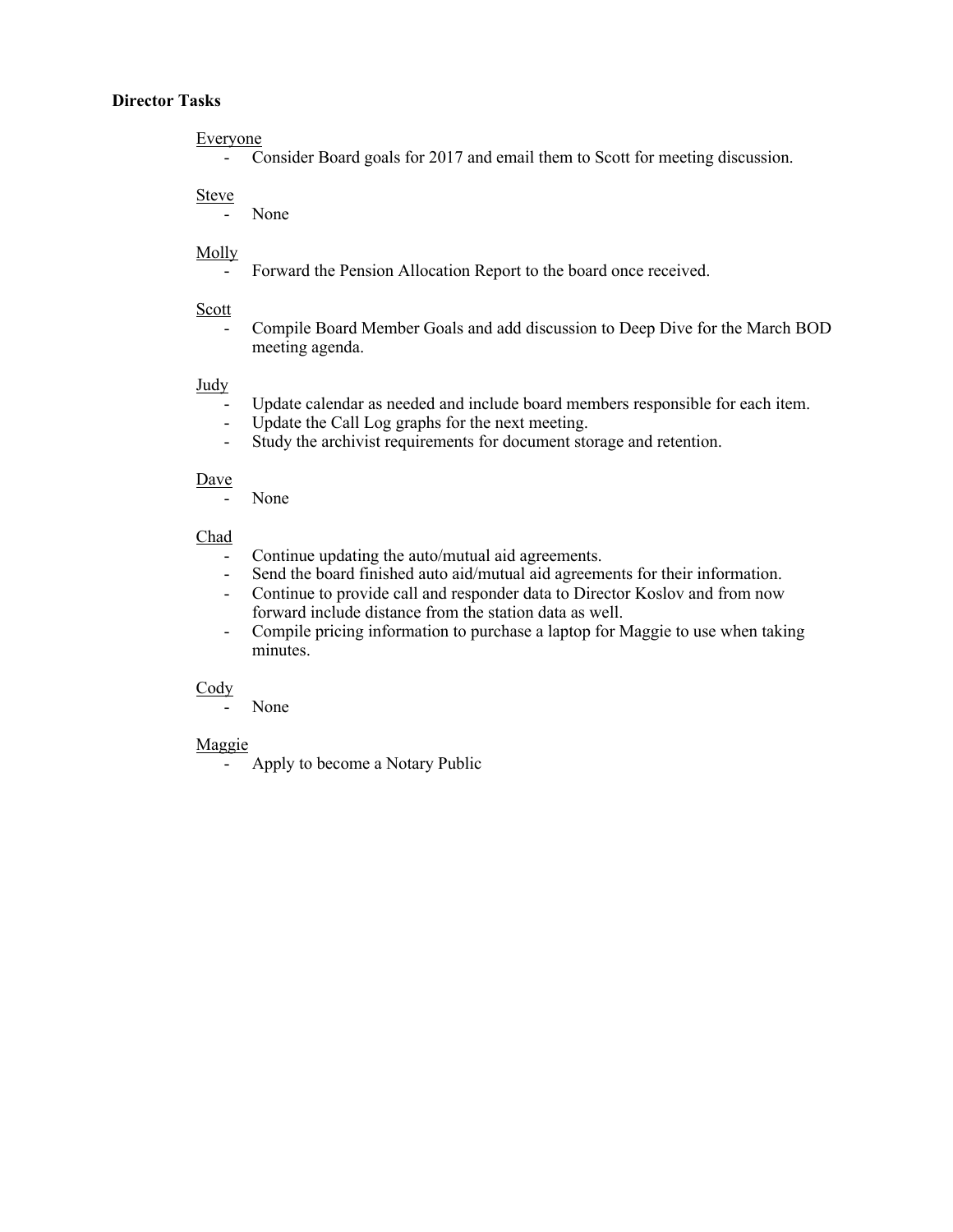**Director Tasks**

Everyone

- Consider Board goals for 2017 and email them to Scott for meeting discussion.

Steve

- None

Molly

- Forward the Pension Allocation Report to the board once received.

Scott

- Compile Board Member Goals and add discussion to Deep Dive for the March BOD meeting agenda.

Judy

- Update calendar as needed and include board members responsible for each item.
- Update the Call Log graphs for the next meeting.
- Study the archivist requirements for document storage and retention.

Dave

- None

Chad

- Continue updating the auto/mutual aid agreements.
- Send the board finished auto aid/mutual aid agreements for their information.
- Continue to provide call and responder data to Director Koslov and from now forward include distance from the station data as well.
- Compile pricing information to purchase a laptop for Maggie to use when taking minutes.

Cody

- None

Maggie

- Apply to become a Notary Public